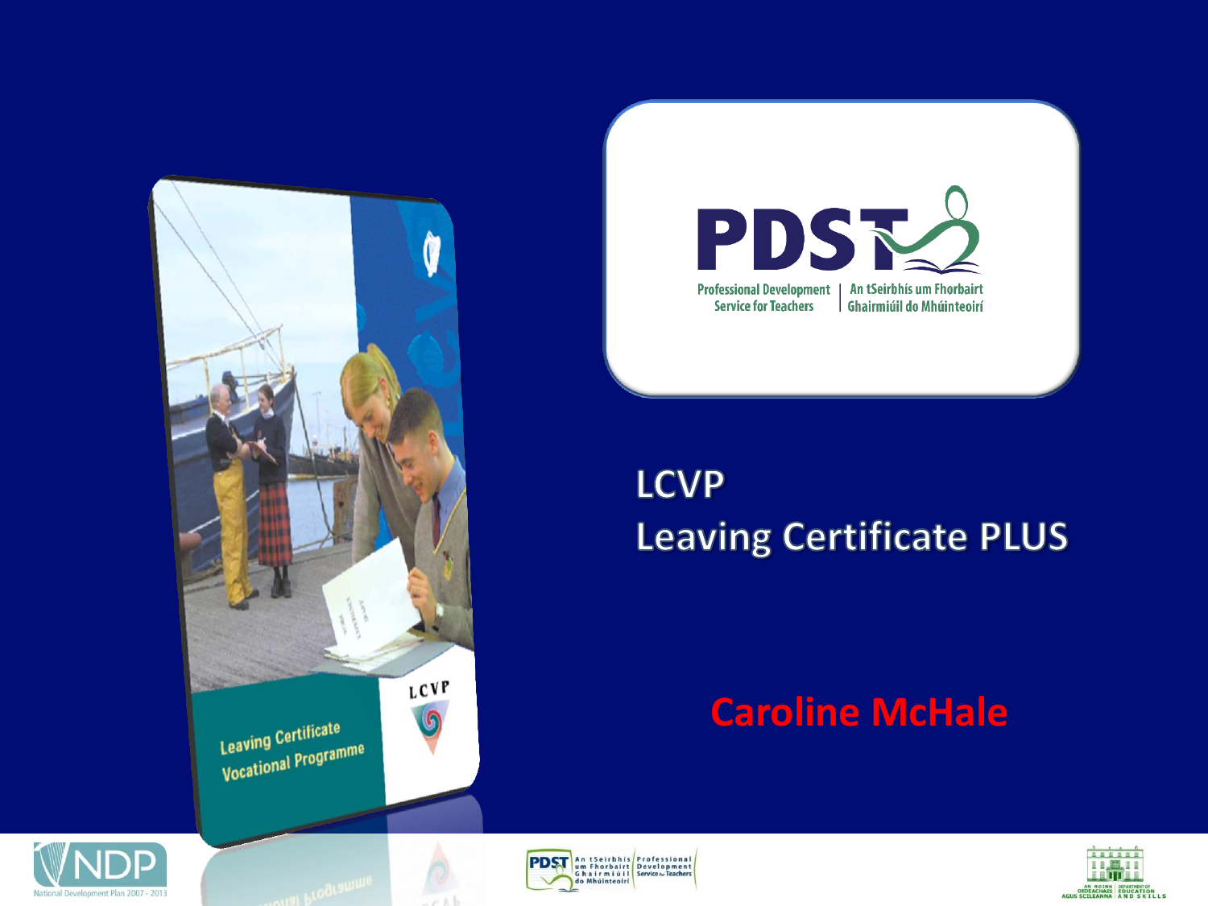# LCVP

## Leaving Certificate PLUS

**Caroline McHale**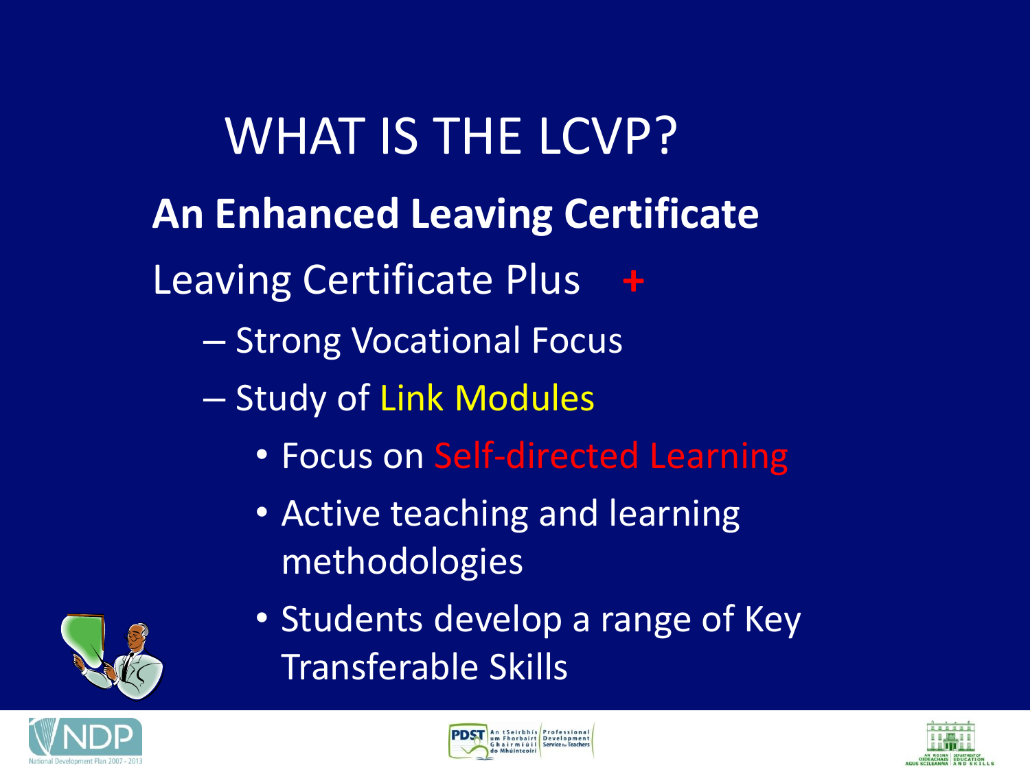# WHAT IS THE LCVP?

**An Enhanced Leaving Certificate**

Leaving Certificate Plus +

- Strong Vocational Focus
- Study of Link Modules
  - Focus on Self-directed Learning
  - Active teaching and learning methodologies
  - Students develop a range of Key Transferable Skills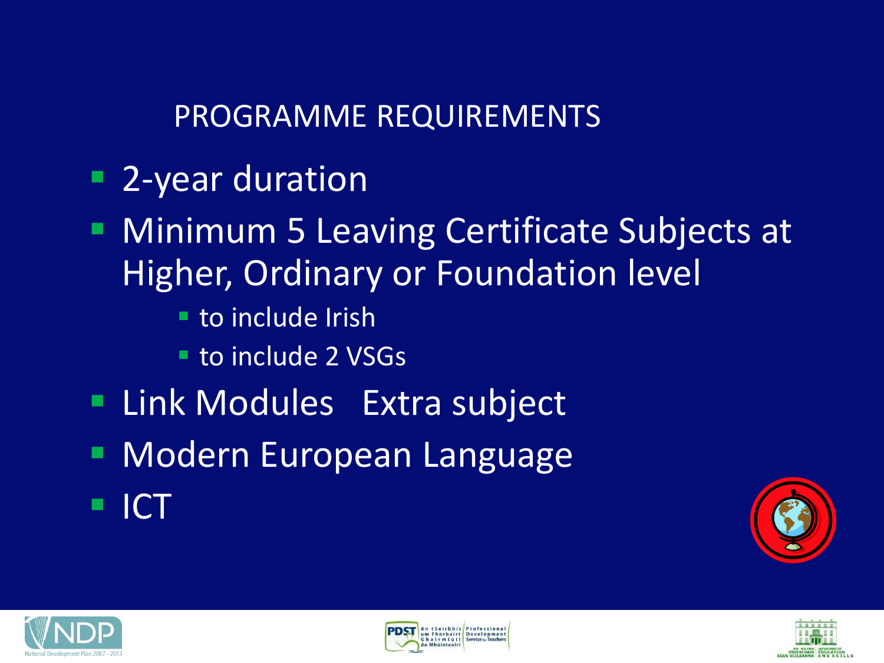## PROGRAMME REQUIREMENTS

- 2-year duration
- Minimum 5 Leaving Certificate Subjects at Higher, Ordinary or Foundation level
  - to include Irish
  - to include 2 VSGs
- Link Modules   Extra subject
- Modern European Language
- ICT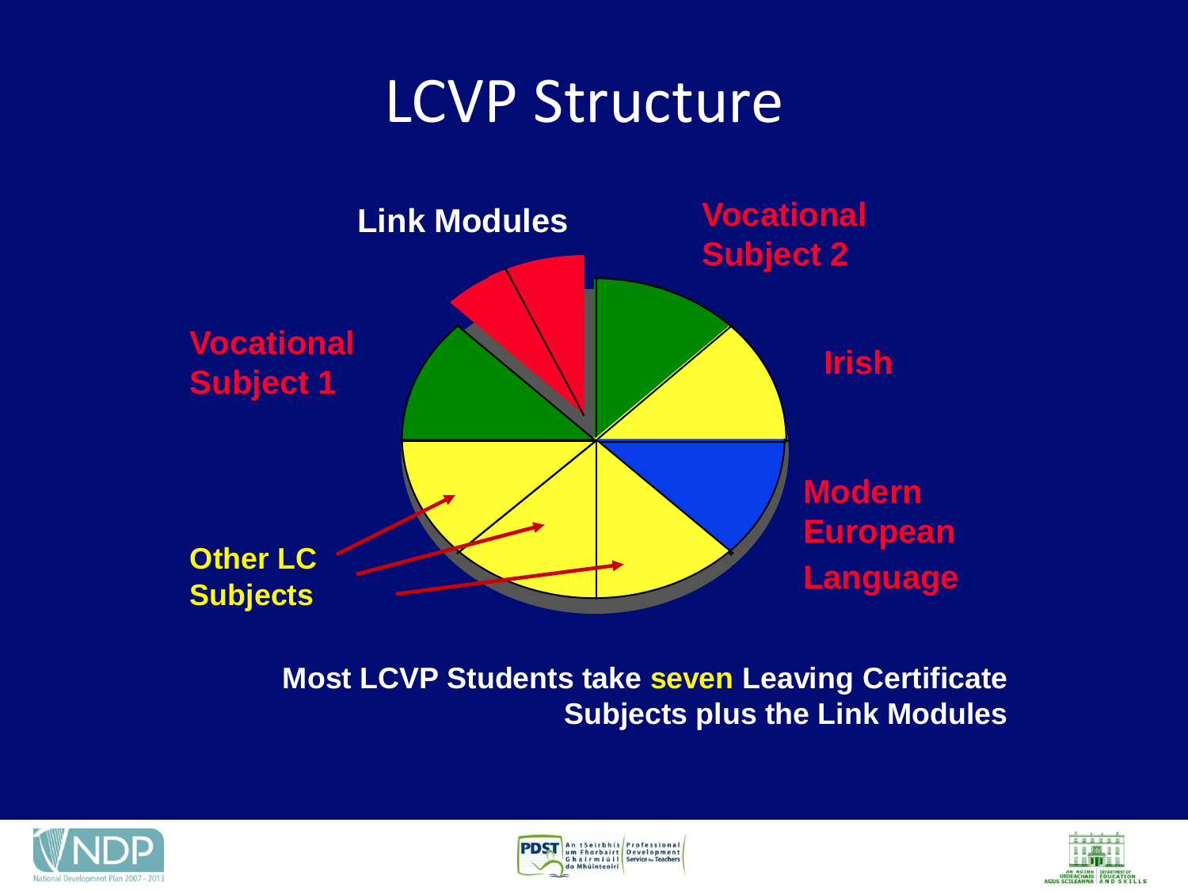# LCVP Structure

Link Modules

Vocational Subject 2

Irish

Modern European Language

Vocational Subject 1

Other LC Subjects

**Most LCVP Students take seven Leaving Certificate Subjects plus the Link Modules**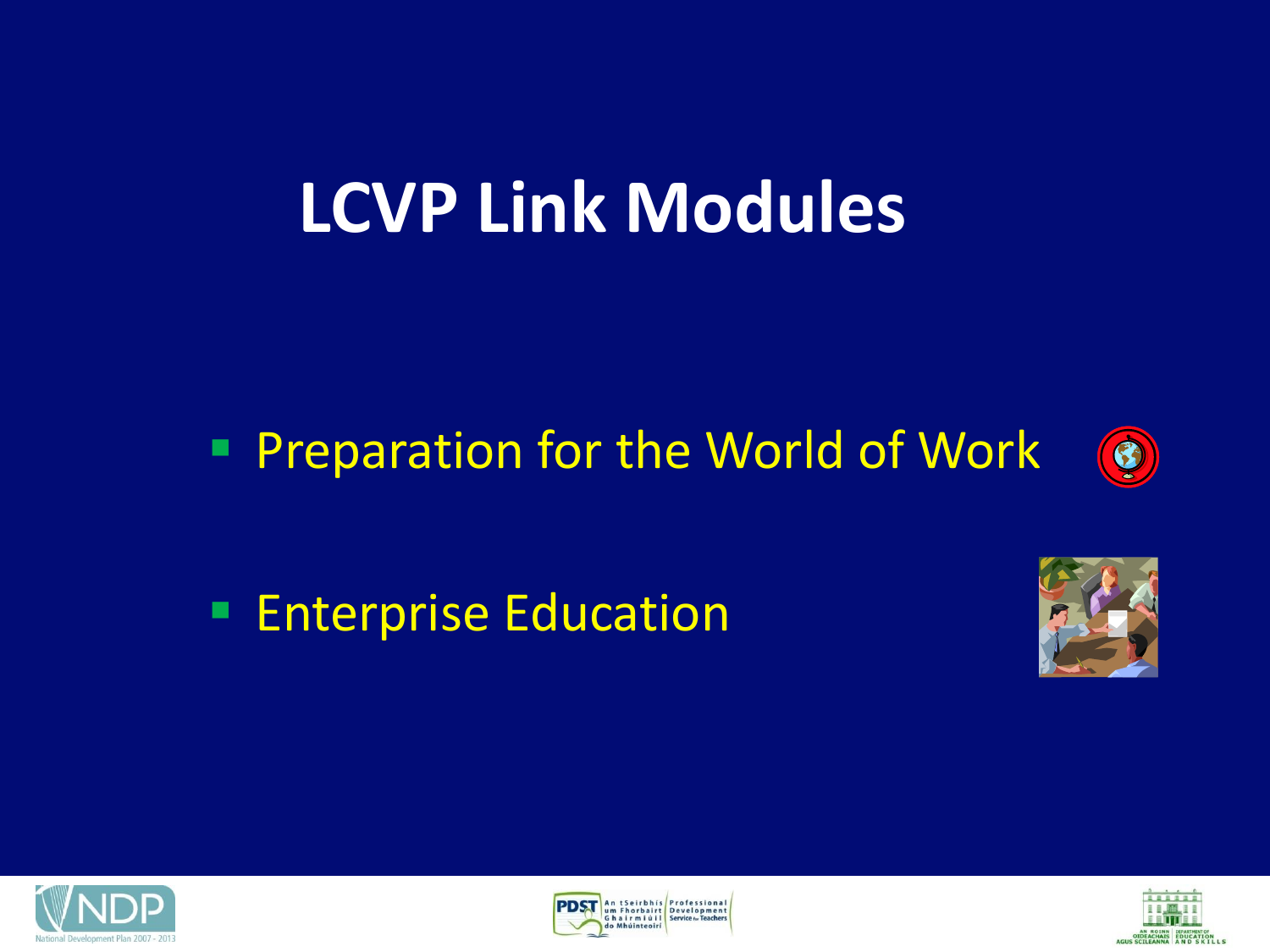# LCVP Link Modules

- Preparation for the World of Work
- Enterprise Education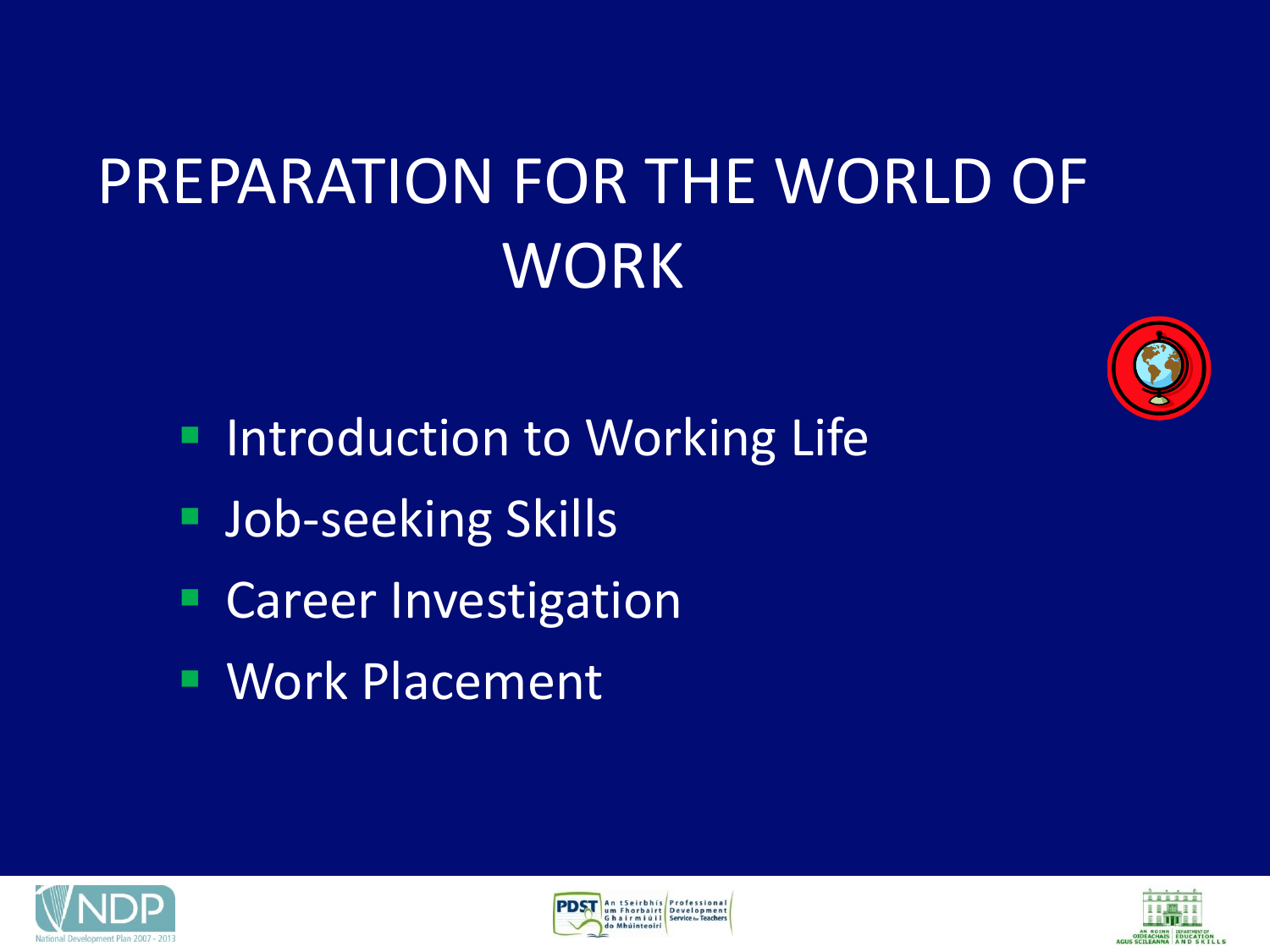# PREPARATION FOR THE WORLD OF WORK

- Introduction to Working Life
- Job-seeking Skills
- Career Investigation
- Work Placement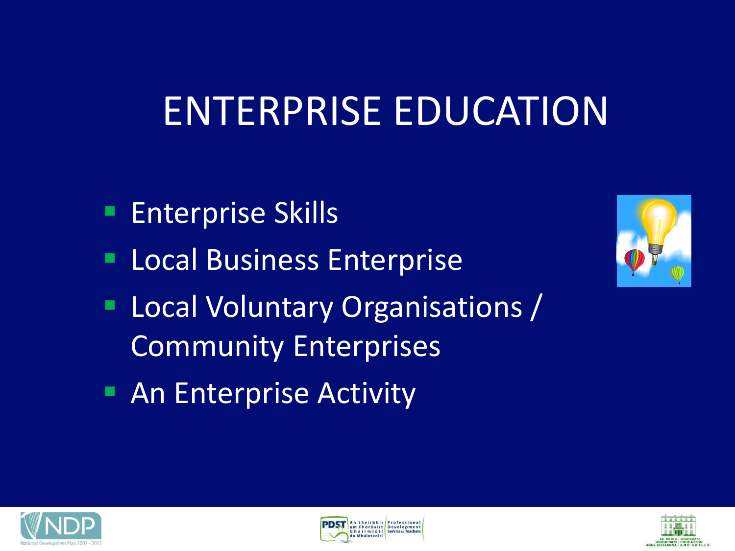# ENTERPRISE EDUCATION

- Enterprise Skills
- Local Business Enterprise
- Local Voluntary Organisations / Community Enterprises
- An Enterprise Activity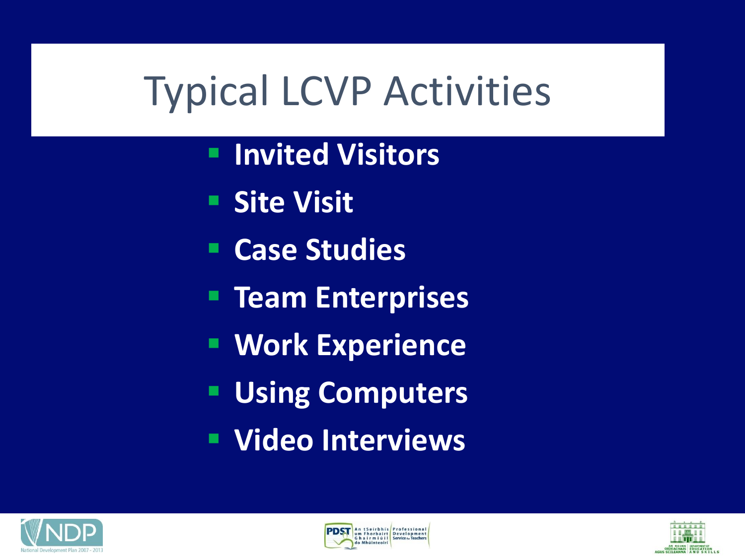# Typical LCVP Activities

- **Invited Visitors**
- **Site Visit**
- **Case Studies**
- **Team Enterprises**
- **Work Experience**
- **Using Computers**
- **Video Interviews**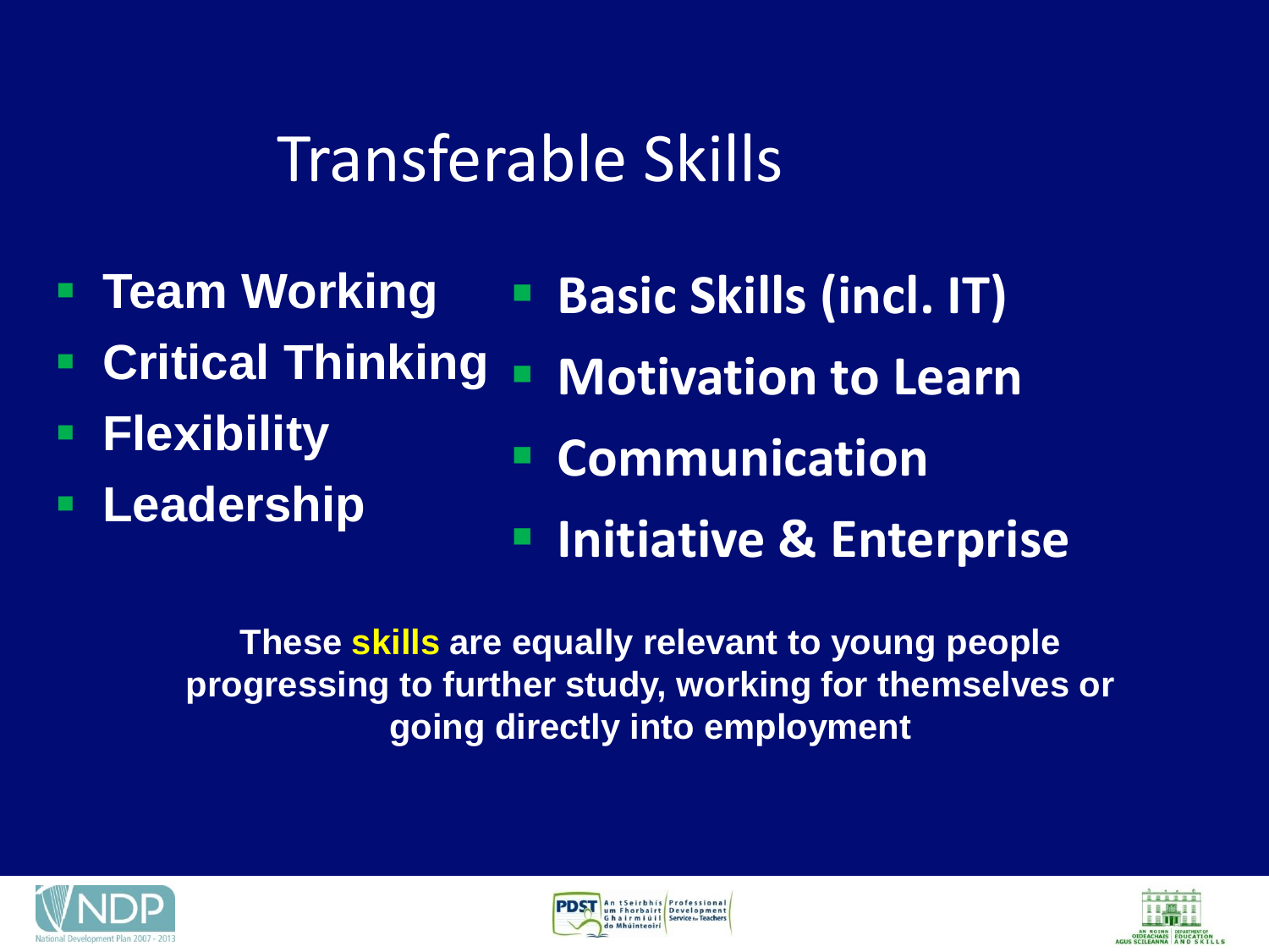# Transferable Skills

- **Team Working**
- **Critical Thinking**
- **Flexibility**
- **Leadership**
- **Basic Skills (incl. IT)**
- **Motivation to Learn**
- **Communication**
- **Initiative & Enterprise**

**These skills are equally relevant to young people progressing to further study, working for themselves or going directly into employment**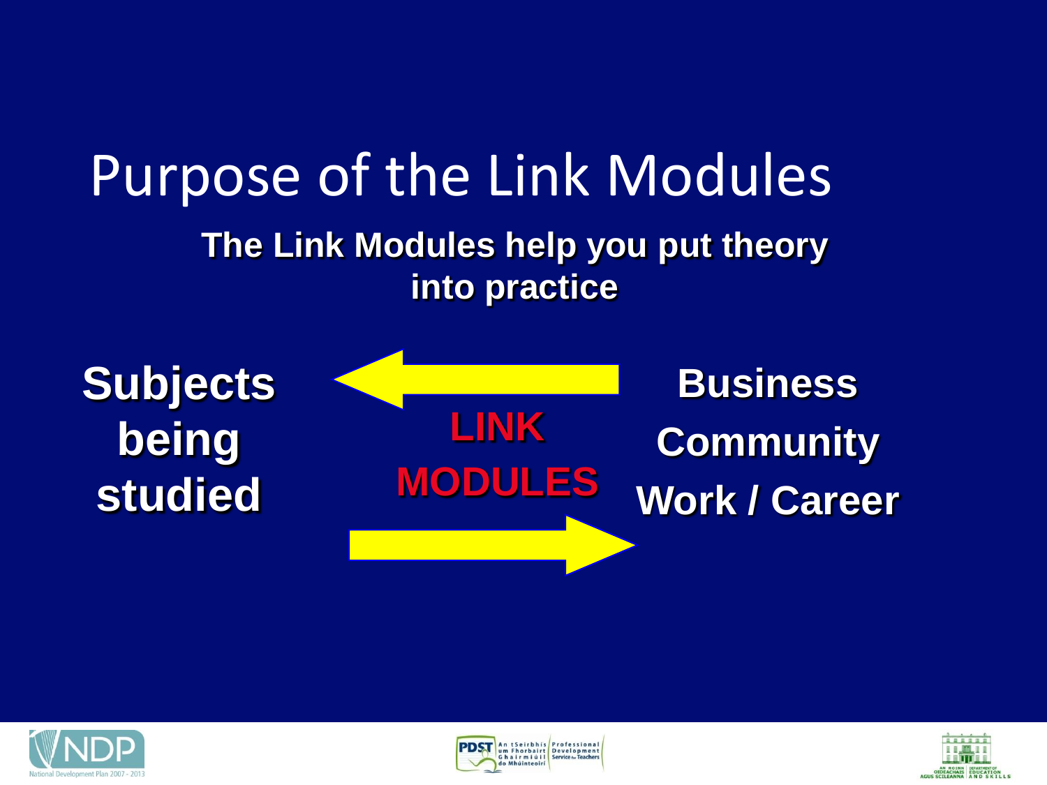# Purpose of the Link Modules

**The Link Modules help you put theory into practice**

**Subjects being studied**

**LINK MODULES**

**Business**

**Community**

**Work / Career**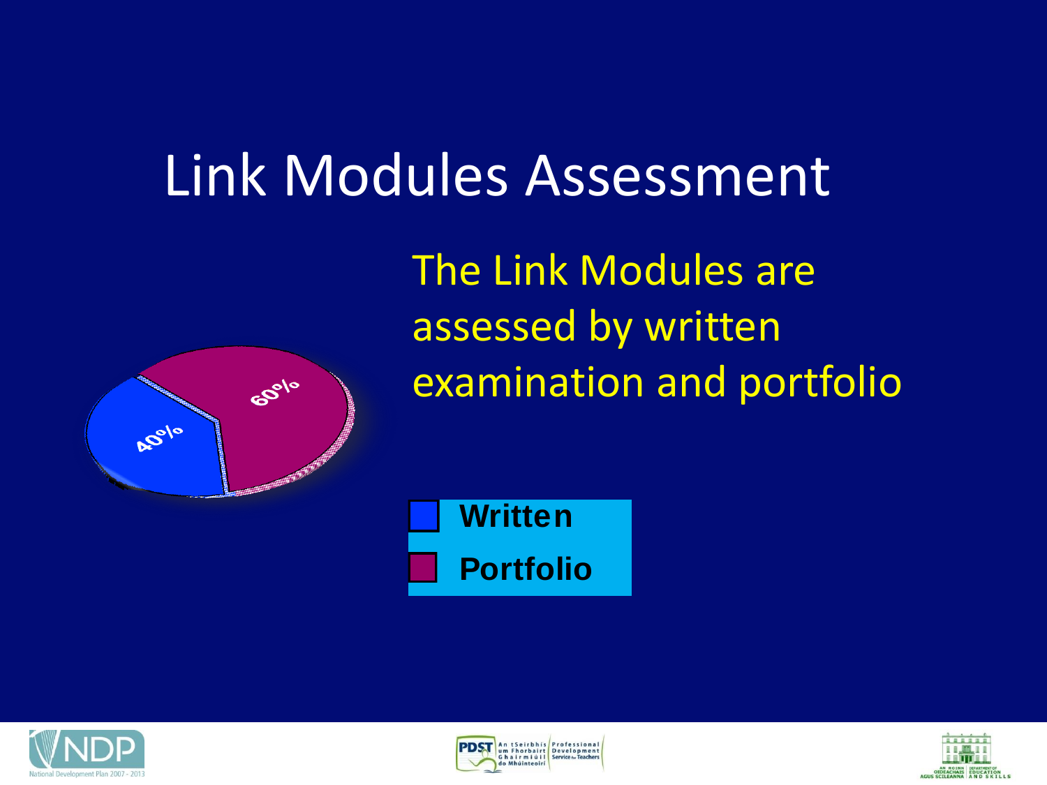# Link Modules Assessment

The Link Modules are assessed by written examination and portfolio

40%

60%

- Written
- Portfolio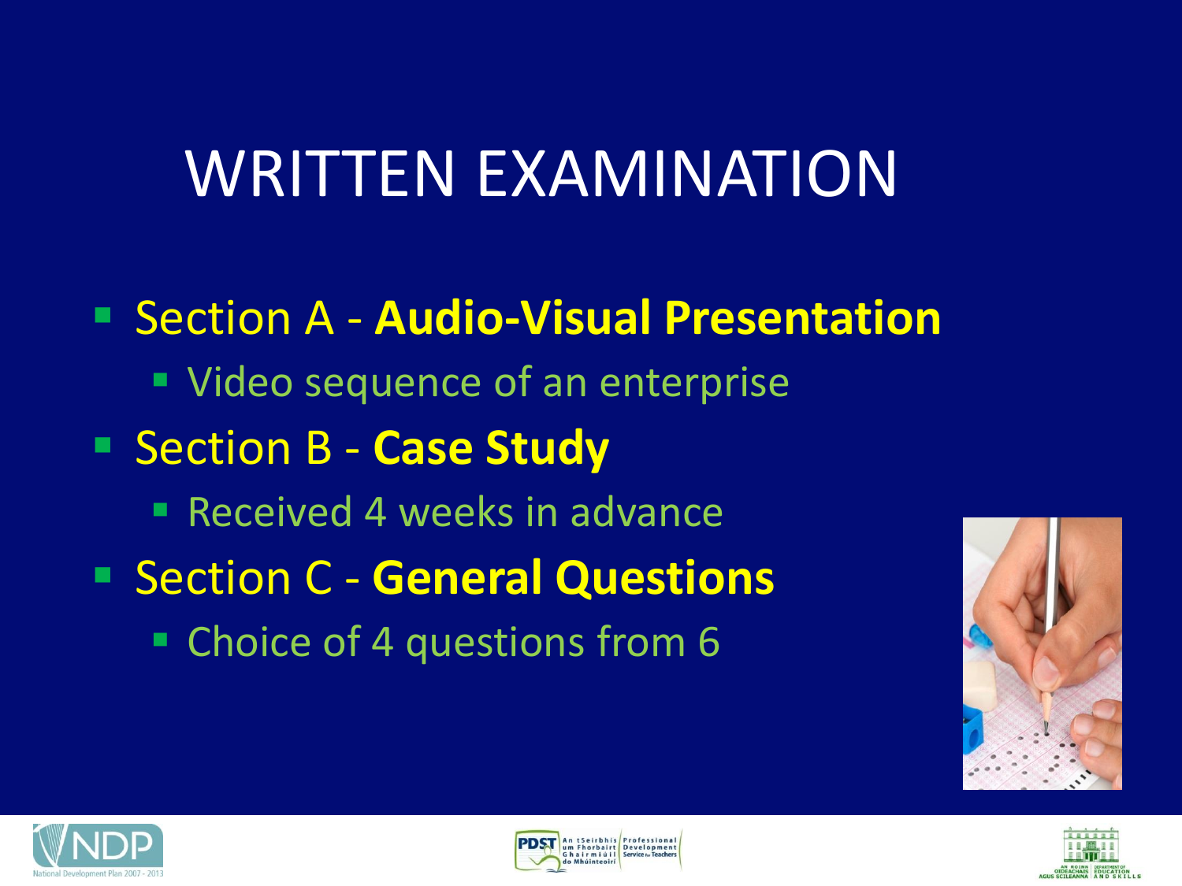# WRITTEN EXAMINATION

- Section A - **Audio-Visual Presentation**
  - Video sequence of an enterprise
- Section B - **Case Study**
  - Received 4 weeks in advance
- Section C - **General Questions**
  - Choice of 4 questions from 6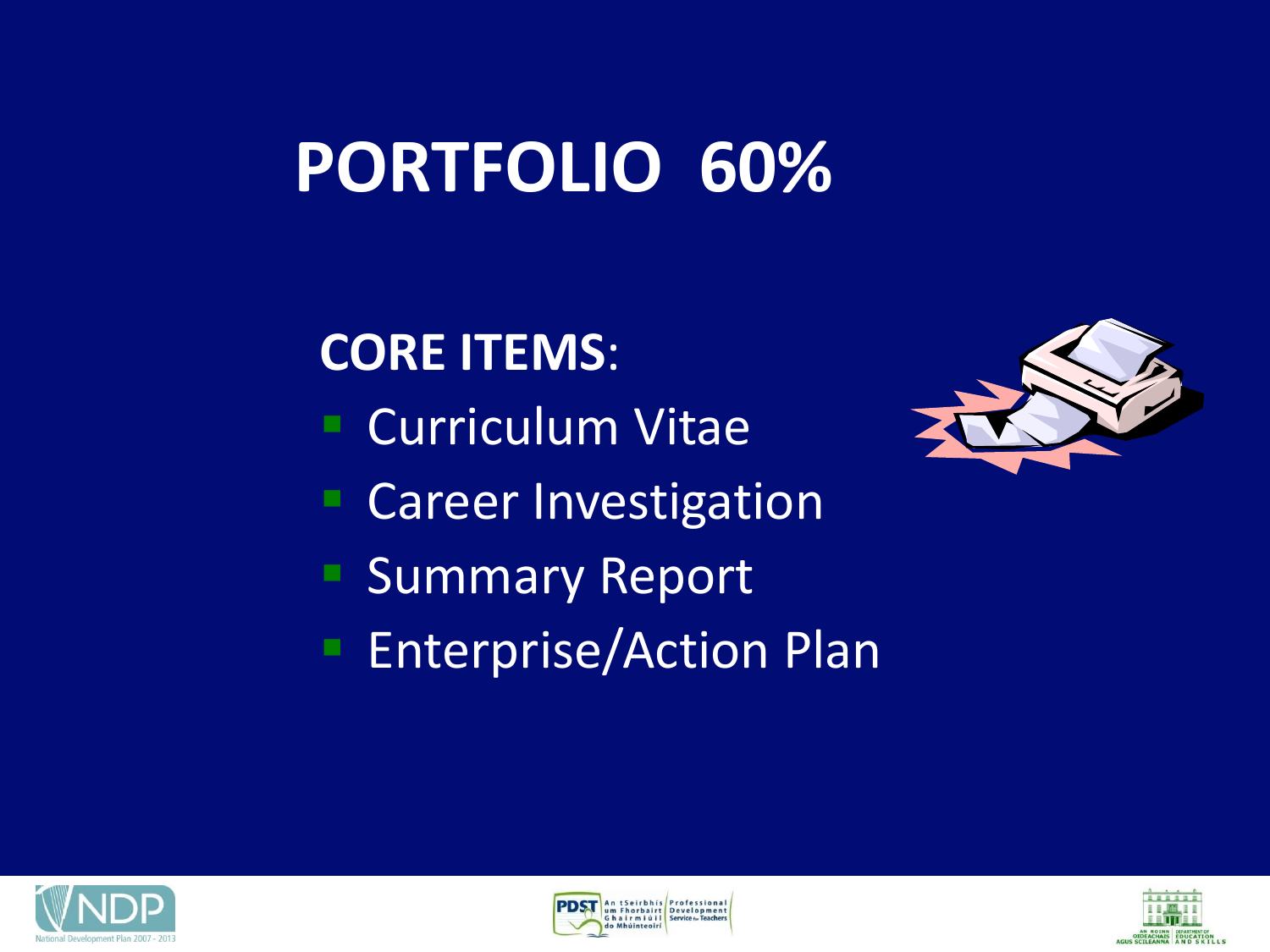# PORTFOLIO 60%

**CORE ITEMS**:

- Curriculum Vitae
- Career Investigation
- Summary Report
- Enterprise/Action Plan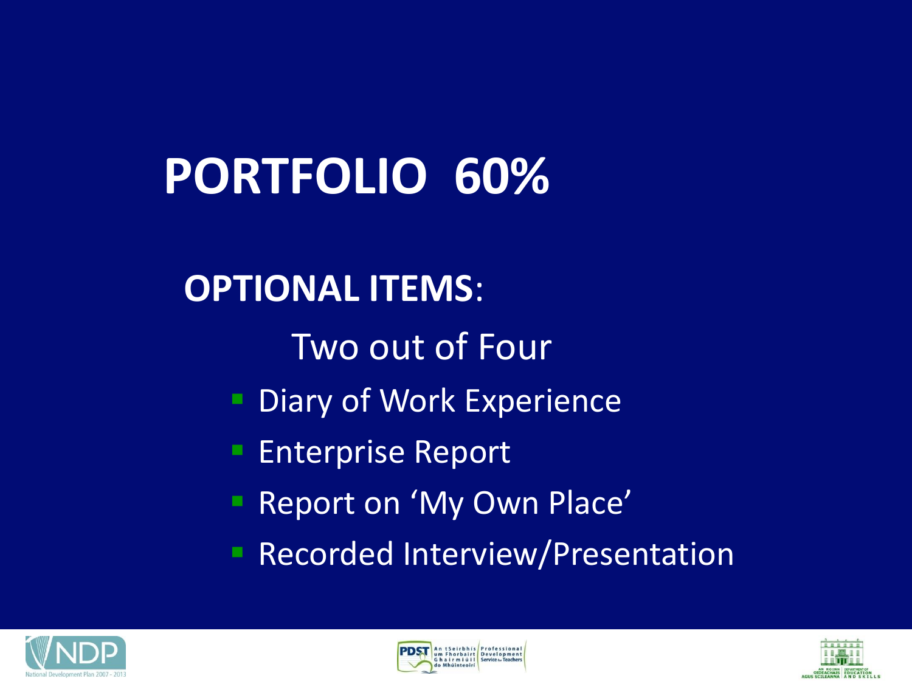# PORTFOLIO 60%

**OPTIONAL ITEMS**:

Two out of Four

- Diary of Work Experience
- Enterprise Report
- Report on 'My Own Place'
- Recorded Interview/Presentation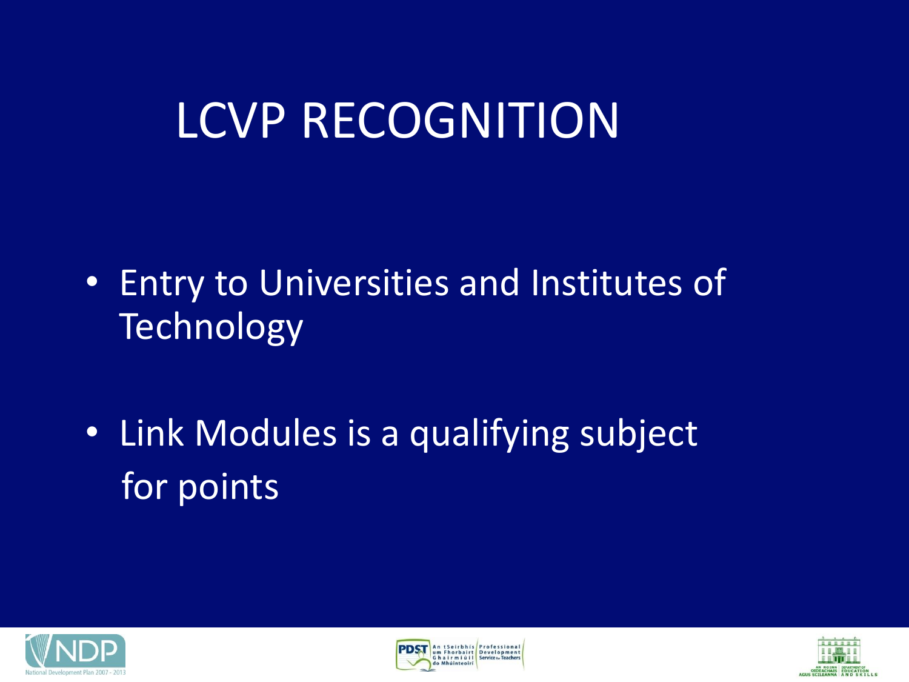# LCVP RECOGNITION

- Entry to Universities and Institutes of Technology
- Link Modules is a qualifying subject for points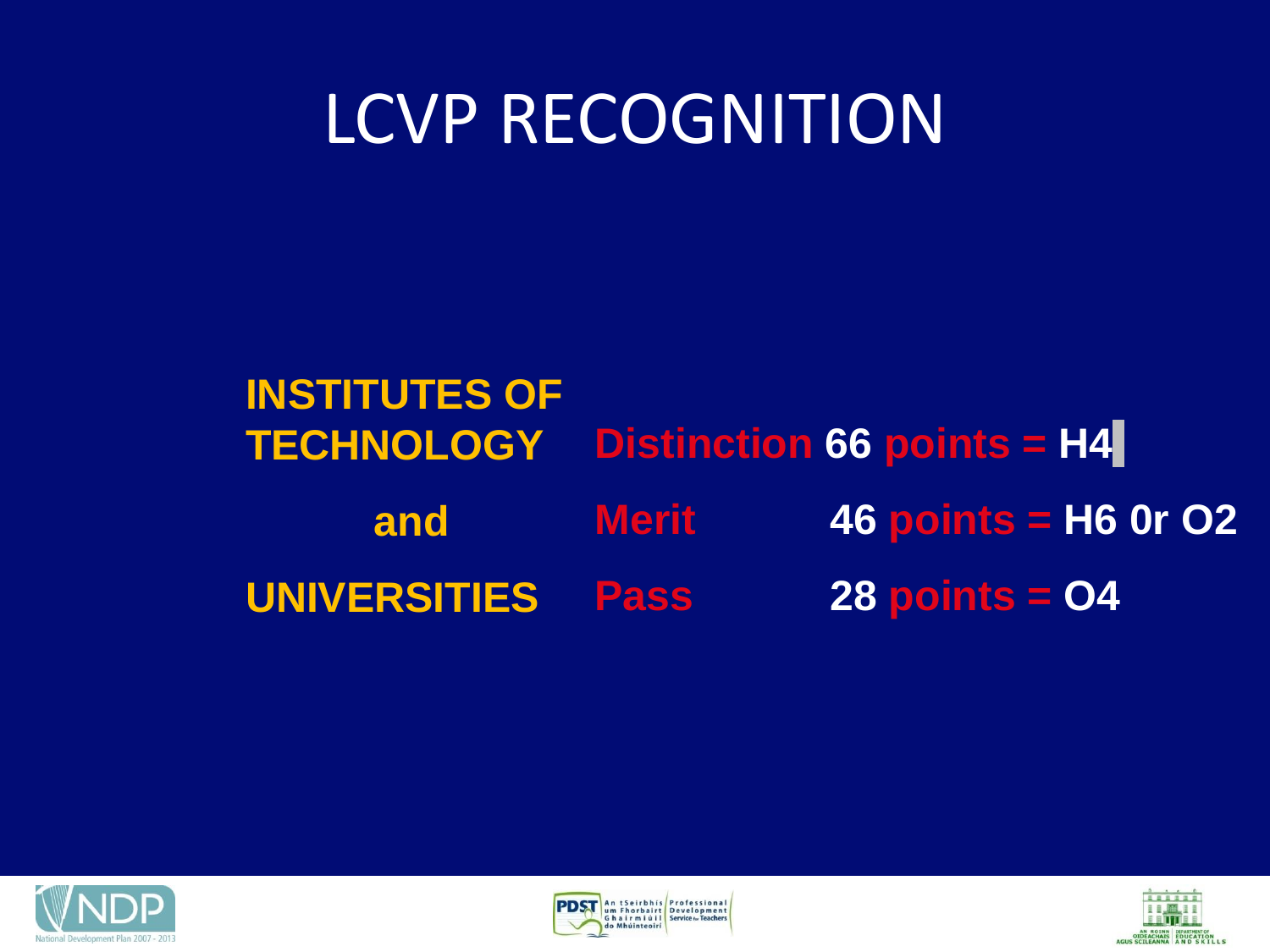# LCVP RECOGNITION

| | | |
|---|---|---|
| **INSTITUTES OF TECHNOLOGY** | **Distinction** | **66 points = H4** |
| **and** | **Merit** | **46 points = H6 0r O2** |
| **UNIVERSITIES** | **Pass** | **28 points = O4** |